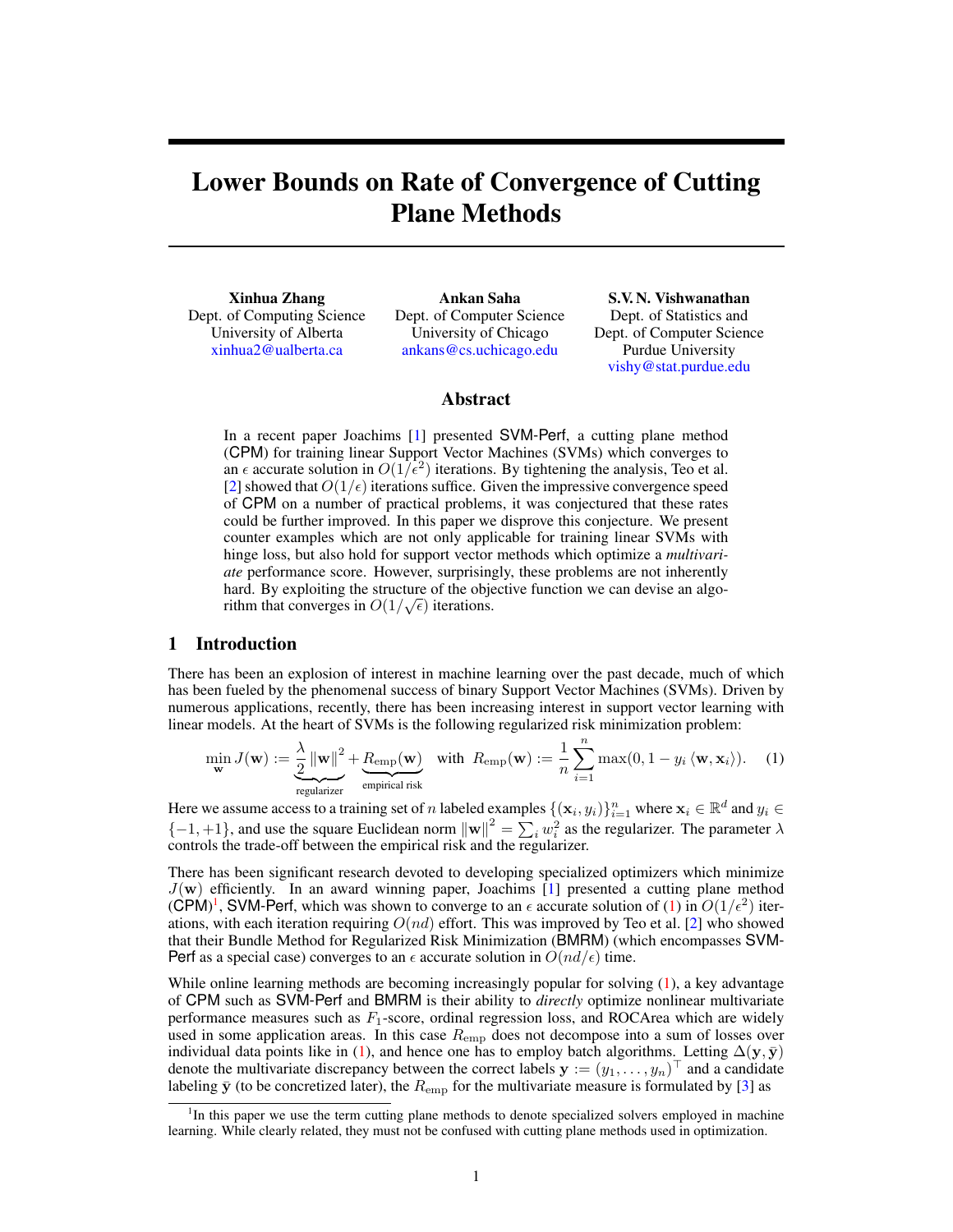# Lower Bounds on Rate of Convergence of Cutting Plane Methods

**Xinhua Zhang**
Dept. of Computing Science
University of Alberta
xinhua2@ualberta.ca

**Ankan Saha**
Dept. of Computer Science
University of Chicago
ankans@cs.uchicago.edu

**S.V. N. Vishwanathan**
Dept. of Statistics and
Dept. of Computer Science
Purdue University
vishy@stat.purdue.edu

## Abstract

In a recent paper Joachims [1] presented SVM-Perf, a cutting plane method (CPM) for training linear Support Vector Machines (SVMs) which converges to an $\epsilon$ accurate solution in $O(1/\epsilon^2)$ iterations. By tightening the analysis, Teo et al. [2] showed that $O(1/\epsilon)$ iterations suffice. Given the impressive convergence speed of CPM on a number of practical problems, it was conjectured that these rates could be further improved. In this paper we disprove this conjecture. We present counter examples which are not only applicable for training linear SVMs with hinge loss, but also hold for support vector methods which optimize a *multivariate* performance score. However, surprisingly, these problems are not inherently hard. By exploiting the structure of the objective function we can devise an algorithm that converges in $O(1/\sqrt{\epsilon})$ iterations.

## 1 Introduction

There has been an explosion of interest in machine learning over the past decade, much of which has been fueled by the phenomenal success of binary Support Vector Machines (SVMs). Driven by numerous applications, recently, there has been increasing interest in support vector learning with linear models. At the heart of SVMs is the following regularized risk minimization problem:

$$\min_{\mathbf{w}} J(\mathbf{w}) := \underbrace{\frac{\lambda}{2}\|\mathbf{w}\|^2}_{\text{regularizer}} + \underbrace{R_{\text{emp}}(\mathbf{w})}_{\text{empirical risk}} \quad \text{with} \quad R_{\text{emp}}(\mathbf{w}) := \frac{1}{n}\sum_{i=1}^{n} \max(0, 1 - y_i \langle \mathbf{w}, \mathbf{x}_i \rangle). \tag{1}$$

Here we assume access to a training set of $n$ labeled examples $\{(\mathbf{x}_i, y_i)\}_{i=1}^n$ where $\mathbf{x}_i \in \mathbb{R}^d$ and $y_i \in \{-1, +1\}$, and use the square Euclidean norm $\|\mathbf{w}\|^2 = \sum_i w_i^2$ as the regularizer. The parameter $\lambda$ controls the trade-off between the empirical risk and the regularizer.

There has been significant research devoted to developing specialized optimizers which minimize $J(\mathbf{w})$ efficiently. In an award winning paper, Joachims [1] presented a cutting plane method (CPM)[1], SVM-Perf, which was shown to converge to an $\epsilon$ accurate solution of (1) in $O(1/\epsilon^2)$ iterations, with each iteration requiring $O(nd)$ effort. This was improved by Teo et al. [2] who showed that their Bundle Method for Regularized Risk Minimization (BMRM) (which encompasses SVM-Perf as a special case) converges to an $\epsilon$ accurate solution in $O(nd/\epsilon)$ time.

While online learning methods are becoming increasingly popular for solving (1), a key advantage of CPM such as SVM-Perf and BMRM is their ability to *directly* optimize nonlinear multivariate performance measures such as $F_1$-score, ordinal regression loss, and ROCArea which are widely used in some application areas. In this case $R_{\text{emp}}$ does not decompose into a sum of losses over individual data points like in (1), and hence one has to employ batch algorithms. Letting $\Delta(\mathbf{y}, \bar{\mathbf{y}})$ denote the multivariate discrepancy between the correct labels $\mathbf{y} := (y_1, \ldots, y_n)^\top$ and a candidate labeling $\bar{\mathbf{y}}$ (to be concretized later), the $R_{\text{emp}}$ for the multivariate measure is formulated by [3] as

[1] In this paper we use the term cutting plane methods to denote specialized solvers employed in machine learning. While clearly related, they must not be confused with cutting plane methods used in optimization.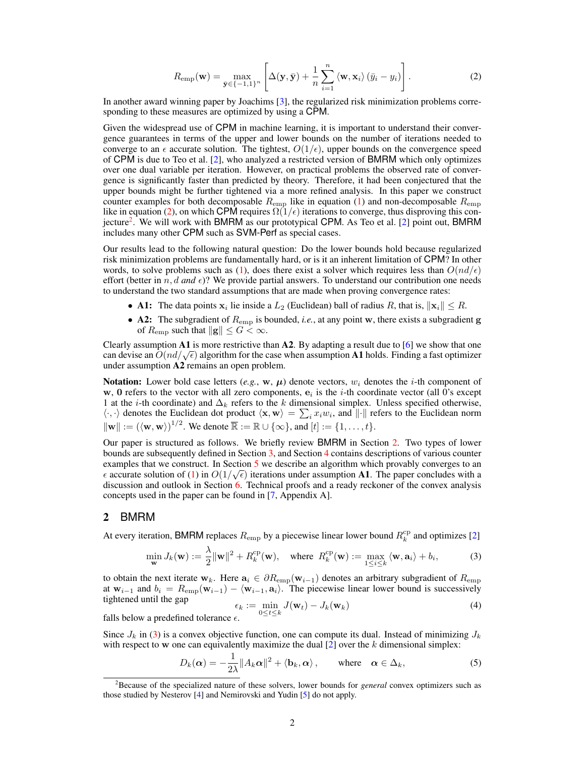$$R_{\text{emp}}(\mathbf{w}) = \max_{\bar{\mathbf{y}} \in \{-1,1\}^n} \left[ \Delta(\mathbf{y}, \bar{\mathbf{y}}) + \frac{1}{n} \sum_{i=1}^{n} \langle \mathbf{w}, \mathbf{x}_i \rangle (\bar{y}_i - y_i) \right]. \tag{2}$$

In another award winning paper by Joachims [3], the regularized risk minimization problems corresponding to these measures are optimized by using a CPM.

Given the widespread use of CPM in machine learning, it is important to understand their convergence guarantees in terms of the upper and lower bounds on the number of iterations needed to converge to an $\epsilon$ accurate solution. The tightest, $O(1/\epsilon)$, upper bounds on the convergence speed of CPM is due to Teo et al. [2], who analyzed a restricted version of BMRM which only optimizes over one dual variable per iteration. However, on practical problems the observed rate of convergence is significantly faster than predicted by theory. Therefore, it had been conjectured that the upper bounds might be further tightened via a more refined analysis. In this paper we construct counter examples for both decomposable $R_{\text{emp}}$ like in equation (1) and non-decomposable $R_{\text{emp}}$ like in equation (2), on which CPM requires $\Omega(1/\epsilon)$ iterations to converge, thus disproving this conjecture[2]. We will work with BMRM as our prototypical CPM. As Teo et al. [2] point out, BMRM includes many other CPM such as SVM-Perf as special cases.

Our results lead to the following natural question: Do the lower bounds hold because regularized risk minimization problems are fundamentally hard, or is it an inherent limitation of CPM? In other words, to solve problems such as (1), does there exist a solver which requires less than $O(nd/\epsilon)$ effort (better in $n, d$ *and* $\epsilon$)? We provide partial answers. To understand our contribution one needs to understand the two standard assumptions that are made when proving convergence rates:

- **A1:** The data points $\mathbf{x}_i$ lie inside a $L_2$ (Euclidean) ball of radius $R$, that is, $\|\mathbf{x}_i\| \leq R$.
- **A2:** The subgradient of $R_{\text{emp}}$ is bounded, *i.e.*, at any point $\mathbf{w}$, there exists a subgradient $\mathbf{g}$ of $R_{\text{emp}}$ such that $\|\mathbf{g}\| \leq G < \infty$.

Clearly assumption **A1** is more restrictive than **A2**. By adapting a result due to [6] we show that one can devise an $O(nd/\sqrt{\epsilon})$ algorithm for the case when assumption **A1** holds. Finding a fast optimizer under assumption **A2** remains an open problem.

**Notation:** Lower bold case letters (*e.g.*, $\mathbf{w}$, $\boldsymbol{\mu}$) denote vectors, $w_i$ denotes the $i$-th component of $\mathbf{w}$, $\mathbf{0}$ refers to the vector with all zero components, $\mathbf{e}_i$ is the $i$-th coordinate vector (all 0's except 1 at the $i$-th coordinate) and $\Delta_k$ refers to the $k$ dimensional simplex. Unless specified otherwise, $\langle \cdot, \cdot \rangle$ denotes the Euclidean dot product $\langle \mathbf{x}, \mathbf{w} \rangle = \sum_i x_i w_i$, and $\|\cdot\|$ refers to the Euclidean norm $\|\mathbf{w}\| := (\langle \mathbf{w}, \mathbf{w} \rangle)^{1/2}$. We denote $\overline{\mathbb{R}} := \mathbb{R} \cup \{\infty\}$, and $[t] := \{1, \ldots, t\}$.

Our paper is structured as follows. We briefly review BMRM in Section 2. Two types of lower bounds are subsequently defined in Section 3, and Section 4 contains descriptions of various counter examples that we construct. In Section 5 we describe an algorithm which provably converges to an $\epsilon$ accurate solution of (1) in $O(1/\sqrt{\epsilon})$ iterations under assumption **A1**. The paper concludes with a discussion and outlook in Section 6. Technical proofs and a ready reckoner of the convex analysis concepts used in the paper can be found in [7, Appendix A].

## 2 BMRM

At every iteration, BMRM replaces $R_{\text{emp}}$ by a piecewise linear lower bound $R_k^{\text{cp}}$ and optimizes [2]

$$\min_{\mathbf{w}} J_k(\mathbf{w}) := \frac{\lambda}{2} \|\mathbf{w}\|^2 + R_k^{\text{cp}}(\mathbf{w}), \quad \text{where } R_k^{\text{cp}}(\mathbf{w}) := \max_{1 \leq i \leq k} \langle \mathbf{w}, \mathbf{a}_i \rangle + b_i, \tag{3}$$

to obtain the next iterate $\mathbf{w}_k$. Here $\mathbf{a}_i \in \partial R_{\text{emp}}(\mathbf{w}_{i-1})$ denotes an arbitrary subgradient of $R_{\text{emp}}$ at $\mathbf{w}_{i-1}$ and $b_i = R_{\text{emp}}(\mathbf{w}_{i-1}) - \langle \mathbf{w}_{i-1}, \mathbf{a}_i \rangle$. The piecewise linear lower bound is successively tightened until the gap

$$\epsilon_k := \min_{0 \leq t \leq k} J(\mathbf{w}_t) - J_k(\mathbf{w}_k) \tag{4}$$

falls below a predefined tolerance $\epsilon$.

Since $J_k$ in (3) is a convex objective function, one can compute its dual. Instead of minimizing $J_k$ with respect to $\mathbf{w}$ one can equivalently maximize the dual [2] over the $k$ dimensional simplex:

$$D_k(\boldsymbol{\alpha}) = -\frac{1}{2\lambda} \|A_k \boldsymbol{\alpha}\|^2 + \langle \mathbf{b}_k, \boldsymbol{\alpha} \rangle, \qquad \text{where} \quad \boldsymbol{\alpha} \in \Delta_k, \tag{5}$$

[2] Because of the specialized nature of these solvers, lower bounds for *general* convex optimizers such as those studied by Nesterov [4] and Nemirovski and Yudin [5] do not apply.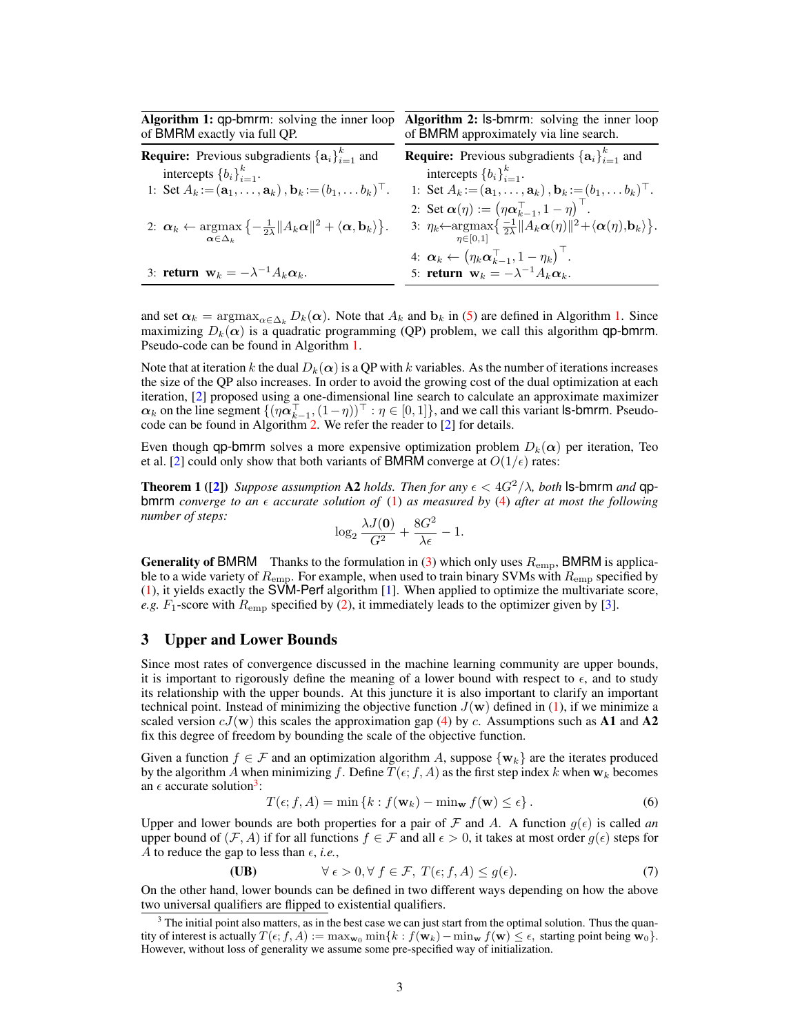**Algorithm 1:** qp-bmrm: solving the inner loop of BMRM exactly via full QP.

**Require:** Previous subgradients $\{\mathbf{a}_i\}_{i=1}^k$ and intercepts $\{b_i\}_{i=1}^k$.

1: Set $A_k := (\mathbf{a}_1, \ldots, \mathbf{a}_k)$, $\mathbf{b}_k := (b_1, \ldots b_k)^\top$.

2: $\boldsymbol{\alpha}_k \leftarrow \underset{\boldsymbol{\alpha} \in \Delta_k}{\operatorname{argmax}} \left\{ -\frac{1}{2\lambda} \|A_k \boldsymbol{\alpha}\|^2 + \langle \boldsymbol{\alpha}, \mathbf{b}_k \rangle \right\}$.

3: **return** $\mathbf{w}_k = -\lambda^{-1} A_k \boldsymbol{\alpha}_k$.

**Algorithm 2:** ls-bmrm: solving the inner loop of BMRM approximately via line search.

**Require:** Previous subgradients $\{\mathbf{a}_i\}_{i=1}^k$ and intercepts $\{b_i\}_{i=1}^k$.

1: Set $A_k := (\mathbf{a}_1, \ldots, \mathbf{a}_k)$, $\mathbf{b}_k := (b_1, \ldots b_k)^\top$.

2: Set $\boldsymbol{\alpha}(\eta) := \left(\eta \boldsymbol{\alpha}_{k-1}^\top, 1 - \eta\right)^\top$.

3: $\eta_k \leftarrow \underset{\eta \in [0,1]}{\operatorname{argmax}} \left\{ \frac{-1}{2\lambda} \|A_k \boldsymbol{\alpha}(\eta)\|^2 + \langle \boldsymbol{\alpha}(\eta), \mathbf{b}_k \rangle \right\}$.

4: $\boldsymbol{\alpha}_k \leftarrow \left(\eta_k \boldsymbol{\alpha}_{k-1}^\top, 1 - \eta_k\right)^\top$.

5: **return** $\mathbf{w}_k = -\lambda^{-1} A_k \boldsymbol{\alpha}_k$.

and set $\boldsymbol{\alpha}_k = \operatorname{argmax}_{\boldsymbol{\alpha} \in \Delta_k} D_k(\boldsymbol{\alpha})$. Note that $A_k$ and $\mathbf{b}_k$ in (5) are defined in Algorithm 1. Since maximizing $D_k(\boldsymbol{\alpha})$ is a quadratic programming (QP) problem, we call this algorithm qp-bmrm. Pseudo-code can be found in Algorithm 1.

Note that at iteration $k$ the dual $D_k(\boldsymbol{\alpha})$ is a QP with $k$ variables. As the number of iterations increases the size of the QP also increases. In order to avoid the growing cost of the dual optimization at each iteration, [2] proposed using a one-dimensional line search to calculate an approximate maximizer $\boldsymbol{\alpha}_k$ on the line segment $\{(\eta \boldsymbol{\alpha}_{k-1}^\top, (1-\eta))^\top : \eta \in [0, 1]\}$, and we call this variant ls-bmrm. Pseudo-code can be found in Algorithm 2. We refer the reader to [2] for details.

Even though qp-bmrm solves a more expensive optimization problem $D_k(\boldsymbol{\alpha})$ per iteration, Teo et al. [2] could only show that both variants of BMRM converge at $O(1/\epsilon)$ rates:

**Theorem 1 ([2])** *Suppose assumption* **A2** *holds. Then for any* $\epsilon < 4G^2/\lambda$*, both* ls-bmrm *and* qp-bmrm *converge to an* $\epsilon$ *accurate solution of* (1) *as measured by* (4) *after at most the following number of steps:*

$$\log_2 \frac{\lambda J(\mathbf{0})}{G^2} + \frac{8G^2}{\lambda \epsilon} - 1.$$

**Generality of BMRM** Thanks to the formulation in (3) which only uses $R_{\text{emp}}$, BMRM is applicable to a wide variety of $R_{\text{emp}}$. For example, when used to train binary SVMs with $R_{\text{emp}}$ specified by (1), it yields exactly the SVM-Perf algorithm [1]. When applied to optimize the multivariate score, *e.g.* $F_1$-score with $R_{\text{emp}}$ specified by (2), it immediately leads to the optimizer given by [3].

## 3 Upper and Lower Bounds

Since most rates of convergence discussed in the machine learning community are upper bounds, it is important to rigorously define the meaning of a lower bound with respect to $\epsilon$, and to study its relationship with the upper bounds. At this juncture it is also important to clarify an important technical point. Instead of minimizing the objective function $J(\mathbf{w})$ defined in (1), if we minimize a scaled version $cJ(\mathbf{w})$ this scales the approximation gap (4) by $c$. Assumptions such as **A1** and **A2** fix this degree of freedom by bounding the scale of the objective function.

Given a function $f \in \mathcal{F}$ and an optimization algorithm $A$, suppose $\{\mathbf{w}_k\}$ are the iterates produced by the algorithm $A$ when minimizing $f$. Define $T(\epsilon; f, A)$ as the first step index $k$ when $\mathbf{w}_k$ becomes an $\epsilon$ accurate solution[3]:

$$T(\epsilon; f, A) = \min \{k : f(\mathbf{w}_k) - \min_{\mathbf{w}} f(\mathbf{w}) \leq \epsilon\}. \tag{6}$$

Upper and lower bounds are both properties for a pair of $\mathcal{F}$ and $A$. A function $g(\epsilon)$ is called *an* upper bound of $(\mathcal{F}, A)$ if for all functions $f \in \mathcal{F}$ and all $\epsilon > 0$, it takes at most order $g(\epsilon)$ steps for $A$ to reduce the gap to less than $\epsilon$, *i.e.*,

$$\textbf{(UB)} \qquad \forall\, \epsilon > 0, \forall\, f \in \mathcal{F},\ T(\epsilon; f, A) \leq g(\epsilon). \tag{7}$$

On the other hand, lower bounds can be defined in two different ways depending on how the above two universal qualifiers are flipped to existential qualifiers.

[3] The initial point also matters, as in the best case we can just start from the optimal solution. Thus the quantity of interest is actually $T(\epsilon; f, A) := \max_{\mathbf{w}_0} \min\{k : f(\mathbf{w}_k) - \min_{\mathbf{w}} f(\mathbf{w}) \leq \epsilon$, starting point being $\mathbf{w}_0\}$. However, without loss of generality we assume some pre-specified way of initialization.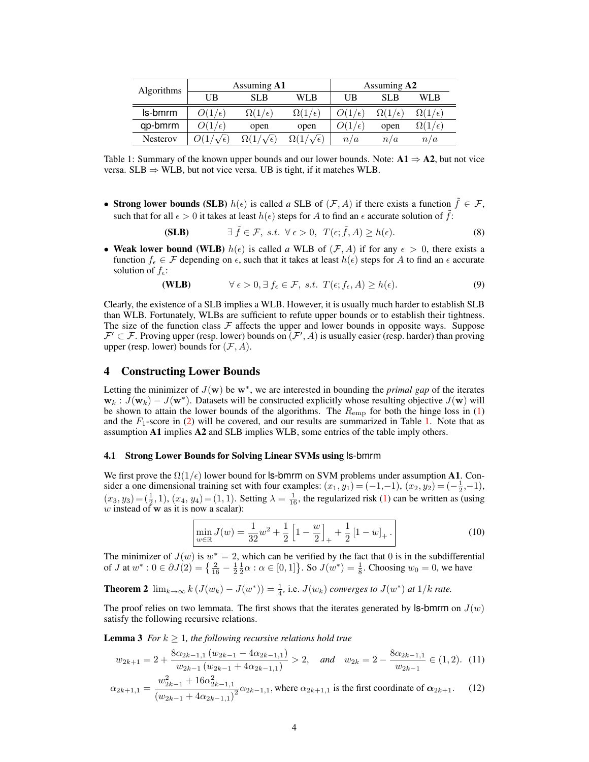| Algorithms | Assuming **A1** | | | Assuming **A2** | | |
|---|---|---|---|---|---|---|
| | UB | SLB | WLB | UB | SLB | WLB |
| ls-bmrm | $O(1/\epsilon)$ | $\Omega(1/\epsilon)$ | $\Omega(1/\epsilon)$ | $O(1/\epsilon)$ | $\Omega(1/\epsilon)$ | $\Omega(1/\epsilon)$ |
| qp-bmrm | $O(1/\epsilon)$ | open | open | $O(1/\epsilon)$ | open | $\Omega(1/\epsilon)$ |
| Nesterov | $O(1/\sqrt{\epsilon})$ | $\Omega(1/\sqrt{\epsilon})$ | $\Omega(1/\sqrt{\epsilon})$ | $n/a$ | $n/a$ | $n/a$ |

Table 1: Summary of the known upper bounds and our lower bounds. Note: **A1** $\Rightarrow$ **A2**, but not vice versa. SLB $\Rightarrow$ WLB, but not vice versa. UB is tight, if it matches WLB.

- **Strong lower bounds (SLB)** $h(\epsilon)$ is called *a* SLB of $(\mathcal{F}, A)$ if there exists a function $\tilde{f} \in \mathcal{F}$, such that for all $\epsilon > 0$ it takes at least $h(\epsilon)$ steps for $A$ to find an $\epsilon$ accurate solution of $\tilde{f}$:

$$\textbf{(SLB)} \qquad \exists\, \tilde{f} \in \mathcal{F},\ s.t.\ \forall\, \epsilon > 0,\ T(\epsilon; \tilde{f}, A) \geq h(\epsilon). \tag{8}$$

- **Weak lower bound (WLB)** $h(\epsilon)$ is called *a* WLB of $(\mathcal{F}, A)$ if for any $\epsilon > 0$, there exists a function $f_\epsilon \in \mathcal{F}$ depending on $\epsilon$, such that it takes at least $h(\epsilon)$ steps for $A$ to find an $\epsilon$ accurate solution of $f_\epsilon$:

$$\textbf{(WLB)} \qquad \forall\, \epsilon > 0, \exists\, f_\epsilon \in \mathcal{F},\ s.t.\ T(\epsilon; f_\epsilon, A) \geq h(\epsilon). \tag{9}$$

Clearly, the existence of a SLB implies a WLB. However, it is usually much harder to establish SLB than WLB. Fortunately, WLBs are sufficient to refute upper bounds or to establish their tightness. The size of the function class $\mathcal{F}$ affects the upper and lower bounds in opposite ways. Suppose $\mathcal{F}' \subset \mathcal{F}$. Proving upper (resp. lower) bounds on $(\mathcal{F}', A)$ is usually easier (resp. harder) than proving upper (resp. lower) bounds for $(\mathcal{F}, A)$.

## 4 Constructing Lower Bounds

Letting the minimizer of $J(\mathbf{w})$ be $\mathbf{w}^*$, we are interested in bounding the *primal gap* of the iterates $\mathbf{w}_k$ : $J(\mathbf{w}_k) - J(\mathbf{w}^*)$. Datasets will be constructed explicitly whose resulting objective $J(\mathbf{w})$ will be shown to attain the lower bounds of the algorithms. The $R_{\text{emp}}$ for both the hinge loss in (1) and the $F_1$-score in (2) will be covered, and our results are summarized in Table 1. Note that as assumption **A1** implies **A2** and SLB implies WLB, some entries of the table imply others.

### 4.1 Strong Lower Bounds for Solving Linear SVMs using ls-bmrm

We first prove the $\Omega(1/\epsilon)$ lower bound for ls-bmrm on SVM problems under assumption **A1**. Consider a one dimensional training set with four examples: $(x_1, y_1) = (-1, -1)$, $(x_2, y_2) = (-\frac{1}{2}, -1)$, $(x_3, y_3) = (\frac{1}{2}, 1)$, $(x_4, y_4) = (1, 1)$. Setting $\lambda = \frac{1}{16}$, the regularized risk (1) can be written as (using $w$ instead of $\mathbf{w}$ as it is now a scalar):

$$\min_{w \in \mathbb{R}} J(w) = \frac{1}{32} w^2 + \frac{1}{2}\left[1 - \frac{w}{2}\right]_+ + \frac{1}{2}\left[1 - w\right]_+. \tag{10}$$

The minimizer of $J(w)$ is $w^* = 2$, which can be verified by the fact that 0 is in the subdifferential of $J$ at $w^*$ : $0 \in \partial J(2) = \left\{\frac{2}{16} - \frac{1}{2}\frac{1}{2}\alpha : \alpha \in [0, 1]\right\}$. So $J(w^*) = \frac{1}{8}$. Choosing $w_0 = 0$, we have

**Theorem 2** $\lim_{k \to \infty} k\,(J(w_k) - J(w^*)) = \frac{1}{4}$, i.e. *$J(w_k)$ converges to $J(w^*)$ at $1/k$ rate.*

The proof relies on two lemmata. The first shows that the iterates generated by ls-bmrm on $J(w)$ satisfy the following recursive relations.

**Lemma 3** *For $k \geq 1$, the following recursive relations hold true*

$$w_{2k+1} = 2 + \frac{8\alpha_{2k-1,1}\,(w_{2k-1} - 4\alpha_{2k-1,1})}{w_{2k-1}\,(w_{2k-1} + 4\alpha_{2k-1,1})} > 2, \quad \textit{and} \quad w_{2k} = 2 - \frac{8\alpha_{2k-1,1}}{w_{2k-1}} \in (1, 2). \tag{11}$$

$$\alpha_{2k+1,1} = \frac{w_{2k-1}^2 + 16\alpha_{2k-1,1}^2}{(w_{2k-1} + 4\alpha_{2k-1,1})^2}\alpha_{2k-1,1}, \text{ where } \alpha_{2k+1,1} \text{ is the first coordinate of } \boldsymbol{\alpha}_{2k+1}. \tag{12}$$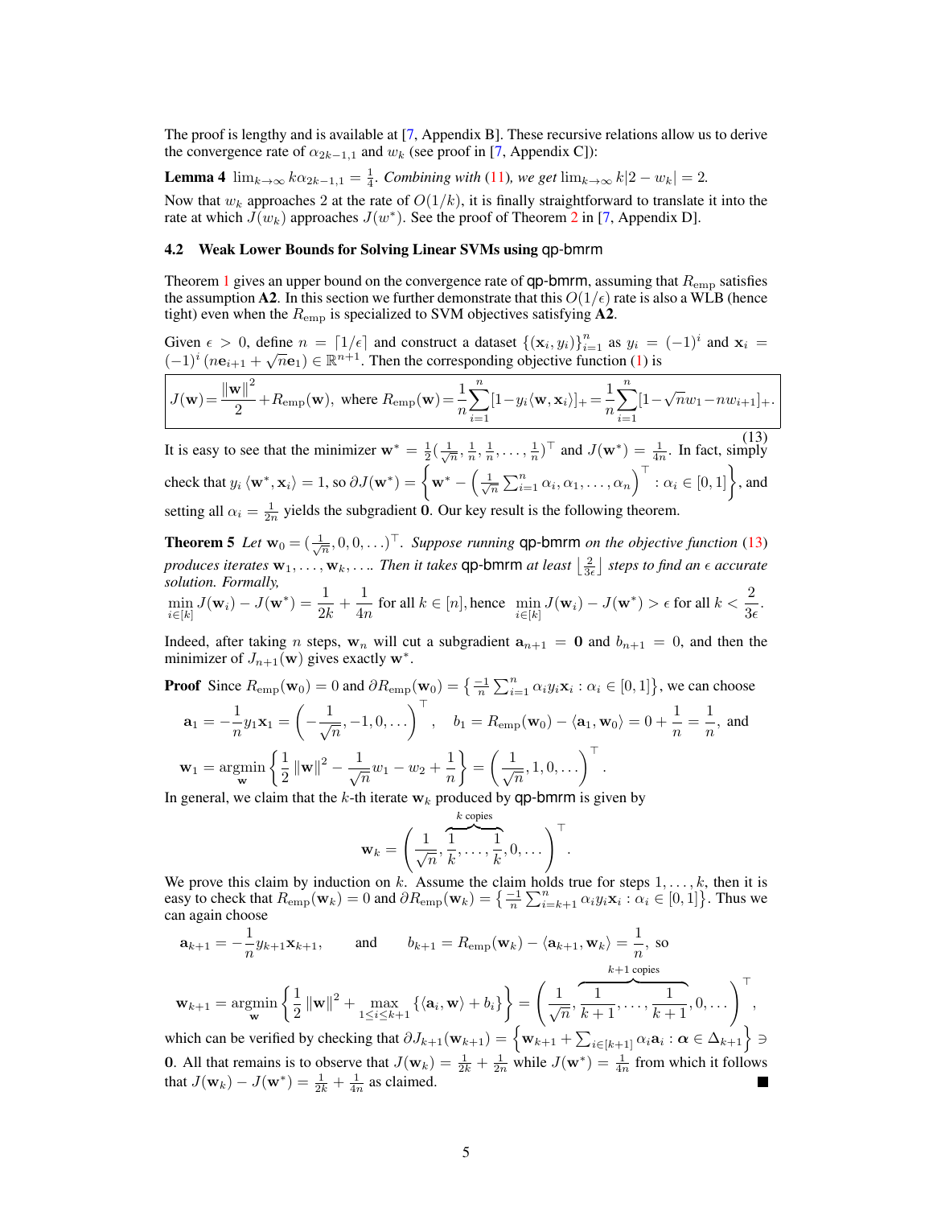The proof is lengthy and is available at [7, Appendix B]. These recursive relations allow us to derive the convergence rate of $\alpha_{2k-1,1}$ and $w_k$ (see proof in [7, Appendix C]):

**Lemma 4** *$\lim_{k\to\infty} k\alpha_{2k-1,1} = \frac{1}{4}$. Combining with (11), we get $\lim_{k\to\infty} k|2 - w_k| = 2$.*

Now that $w_k$ approaches 2 at the rate of $O(1/k)$, it is finally straightforward to translate it into the rate at which $J(w_k)$ approaches $J(w^*)$. See the proof of Theorem 2 in [7, Appendix D].

### 4.2 Weak Lower Bounds for Solving Linear SVMs using qp-bmrm

Theorem 1 gives an upper bound on the convergence rate of qp-bmrm, assuming that $R_{\text{emp}}$ satisfies the assumption **A2**. In this section we further demonstrate that this $O(1/\epsilon)$ rate is also a WLB (hence tight) even when the $R_{\text{emp}}$ is specialized to SVM objectives satisfying **A2**.

Given $\epsilon > 0$, define $n = \lceil 1/\epsilon \rceil$ and construct a dataset $\{(\mathbf{x}_i, y_i)\}_{i=1}^n$ as $y_i = (-1)^i$ and $\mathbf{x}_i = (-1)^i (n\mathbf{e}_{i+1} + \sqrt{n}\mathbf{e}_1) \in \mathbb{R}^{n+1}$. Then the corresponding objective function (1) is

$$J(\mathbf{w}) = \frac{\|\mathbf{w}\|^2}{2} + R_{\text{emp}}(\mathbf{w}), \text{ where } R_{\text{emp}}(\mathbf{w}) = \frac{1}{n}\sum_{i=1}^n [1 - y_i \langle \mathbf{w}, \mathbf{x}_i \rangle]_+ = \frac{1}{n}\sum_{i=1}^n [1 - \sqrt{n}w_1 - nw_{i+1}]_+. \tag{13}$$

It is easy to see that the minimizer $\mathbf{w}^* = \frac{1}{2}(\frac{1}{\sqrt{n}}, \frac{1}{n}, \frac{1}{n}, \ldots, \frac{1}{n})^\top$ and $J(\mathbf{w}^*) = \frac{1}{4n}$. In fact, simply check that $y_i \langle \mathbf{w}^*, \mathbf{x}_i \rangle = 1$, so $\partial J(\mathbf{w}^*) = \left\{ \mathbf{w}^* - \left( \frac{1}{\sqrt{n}} \sum_{i=1}^n \alpha_i, \alpha_1, \ldots, \alpha_n \right)^\top : \alpha_i \in [0, 1] \right\}$, and setting all $\alpha_i = \frac{1}{2n}$ yields the subgradient $\mathbf{0}$. Our key result is the following theorem.

**Theorem 5** *Let $\mathbf{w}_0 = (\frac{1}{\sqrt{n}}, 0, 0, \ldots)^\top$. Suppose running qp-bmrm on the objective function (13) produces iterates $\mathbf{w}_1, \ldots, \mathbf{w}_k, \ldots$. Then it takes qp-bmrm at least $\lfloor \frac{2}{3\epsilon} \rfloor$ steps to find an $\epsilon$ accurate solution. Formally,*

$$\min_{i\in[k]} J(\mathbf{w}_i) - J(\mathbf{w}^*) = \frac{1}{2k} + \frac{1}{4n} \text{ for all } k \in [n], \text{hence } \min_{i\in[k]} J(\mathbf{w}_i) - J(\mathbf{w}^*) > \epsilon \text{ for all } k < \frac{2}{3\epsilon}.$$

Indeed, after taking $n$ steps, $\mathbf{w}_n$ will cut a subgradient $\mathbf{a}_{n+1} = \mathbf{0}$ and $b_{n+1} = 0$, and then the minimizer of $J_{n+1}(\mathbf{w})$ gives exactly $\mathbf{w}^*$.

**Proof** Since $R_{\text{emp}}(\mathbf{w}_0) = 0$ and $\partial R_{\text{emp}}(\mathbf{w}_0) = \left\{ \frac{-1}{n} \sum_{i=1}^n \alpha_i y_i \mathbf{x}_i : \alpha_i \in [0, 1] \right\}$, we can choose

$$\mathbf{a}_1 = -\frac{1}{n} y_1 \mathbf{x}_1 = \left( -\frac{1}{\sqrt{n}}, -1, 0, \ldots \right)^\top, \quad b_1 = R_{\text{emp}}(\mathbf{w}_0) - \langle \mathbf{a}_1, \mathbf{w}_0 \rangle = 0 + \frac{1}{n} = \frac{1}{n}, \text{ and}$$

$$\mathbf{w}_1 = \operatorname*{argmin}_{\mathbf{w}} \left\{ \frac{1}{2}\|\mathbf{w}\|^2 - \frac{1}{\sqrt{n}} w_1 - w_2 + \frac{1}{n} \right\} = \left( \frac{1}{\sqrt{n}}, 1, 0, \ldots \right)^\top.$$

In general, we claim that the $k$-th iterate $\mathbf{w}_k$ produced by qp-bmrm is given by

$$\mathbf{w}_k = \Big( \frac{1}{\sqrt{n}}, \overbrace{\frac{1}{k}, \ldots, \frac{1}{k}}^{k \text{ copies}}, 0, \ldots \Big)^\top.$$

We prove this claim by induction on $k$. Assume the claim holds true for steps $1, \ldots, k$, then it is easy to check that $R_{\text{emp}}(\mathbf{w}_k) = 0$ and $\partial R_{\text{emp}}(\mathbf{w}_k) = \left\{ \frac{-1}{n} \sum_{i=k+1}^n \alpha_i y_i \mathbf{x}_i : \alpha_i \in [0, 1] \right\}$. Thus we can again choose

$$\mathbf{a}_{k+1} = -\frac{1}{n} y_{k+1} \mathbf{x}_{k+1}, \qquad \text{and} \qquad b_{k+1} = R_{\text{emp}}(\mathbf{w}_k) - \langle \mathbf{a}_{k+1}, \mathbf{w}_k \rangle = \frac{1}{n}, \text{ so}$$

$$\mathbf{w}_{k+1} = \operatorname*{argmin}_{\mathbf{w}} \left\{ \frac{1}{2}\|\mathbf{w}\|^2 + \max_{1 \le i \le k+1} \{ \langle \mathbf{a}_i, \mathbf{w} \rangle + b_i \} \right\} = \Big( \frac{1}{\sqrt{n}}, \overbrace{\frac{1}{k+1}, \ldots, \frac{1}{k+1}}^{k+1 \text{ copies}}, 0, \ldots \Big)^\top,$$

which can be verified by checking that $\partial J_{k+1}(\mathbf{w}_{k+1}) = \left\{ \mathbf{w}_{k+1} + \sum_{i\in[k+1]} \alpha_i \mathbf{a}_i : \boldsymbol{\alpha} \in \Delta_{k+1} \right\} \ni \mathbf{0}$. All that remains is to observe that $J(\mathbf{w}_k) = \frac{1}{2k} + \frac{1}{2n}$ while $J(\mathbf{w}^*) = \frac{1}{4n}$ from which it follows that $J(\mathbf{w}_k) - J(\mathbf{w}^*) = \frac{1}{2k} + \frac{1}{4n}$ as claimed. ∎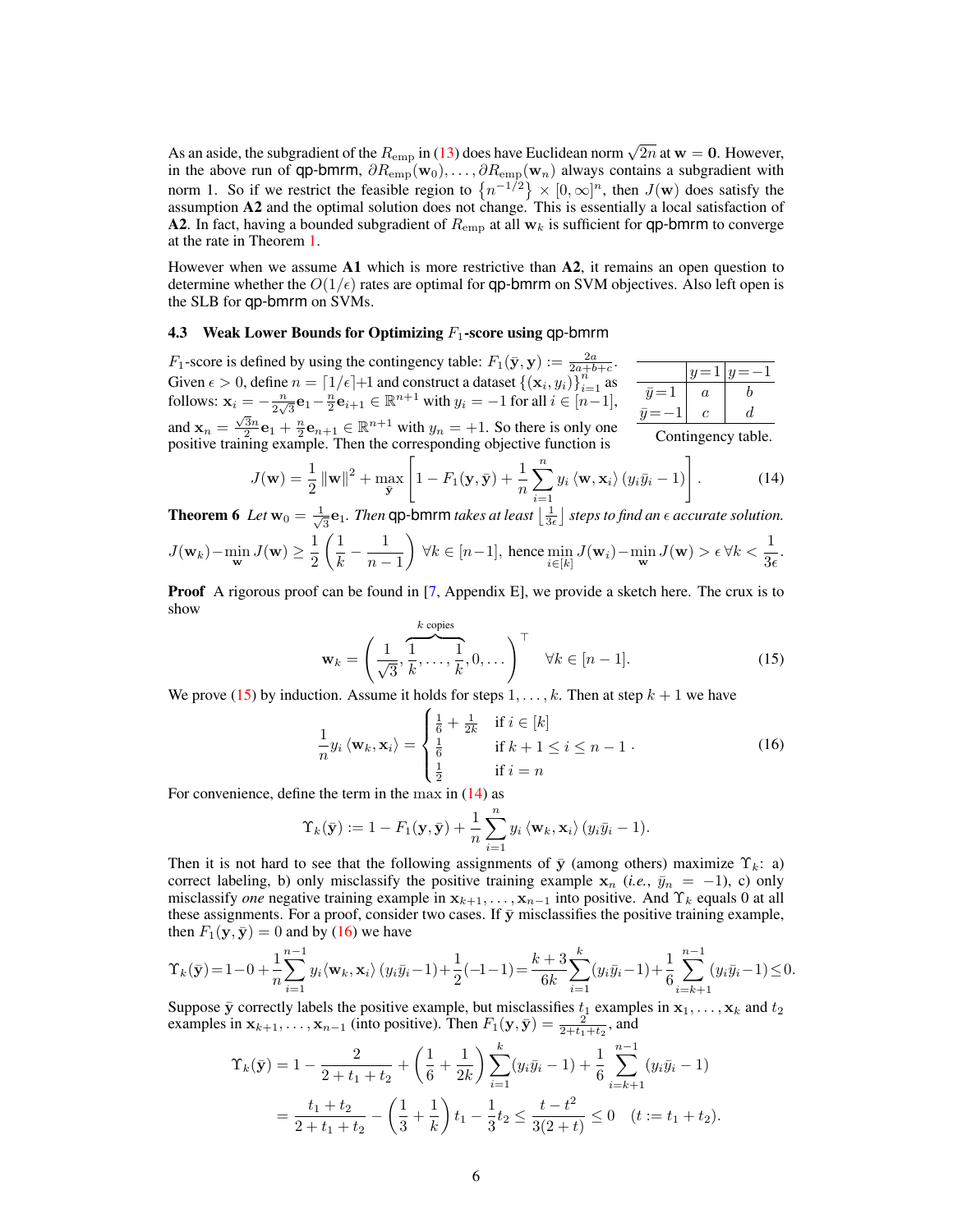As an aside, the subgradient of the $R_{\text{emp}}$ in (13) does have Euclidean norm $\sqrt{2n}$ at $\mathbf{w} = \mathbf{0}$. However, in the above run of qp-bmrm, $\partial R_{\text{emp}}(\mathbf{w}_0), \ldots, \partial R_{\text{emp}}(\mathbf{w}_n)$ always contains a subgradient with norm 1. So if we restrict the feasible region to $\{n^{-1/2}\} \times [0, \infty]^n$, then $J(\mathbf{w})$ does satisfy the assumption **A2** and the optimal solution does not change. This is essentially a local satisfaction of **A2**. In fact, having a bounded subgradient of $R_{\text{emp}}$ at all $\mathbf{w}_k$ is sufficient for qp-bmrm to converge at the rate in Theorem 1.

However when we assume **A1** which is more restrictive than **A2**, it remains an open question to determine whether the $O(1/\epsilon)$ rates are optimal for qp-bmrm on SVM objectives. Also left open is the SLB for qp-bmrm on SVMs.

### 4.3 Weak Lower Bounds for Optimizing $F_1$-score using qp-bmrm

$F_1$-score is defined by using the contingency table: $F_1(\bar{\mathbf{y}}, \mathbf{y}) := \frac{2a}{2a+b+c}$. Given $\epsilon > 0$, define $n = \lceil 1/\epsilon \rceil + 1$ and construct a dataset $\{(\mathbf{x}_i, y_i)\}_{i=1}^n$ as follows: $\mathbf{x}_i = -\frac{n}{2\sqrt{3}}\mathbf{e}_1 - \frac{n}{2}\mathbf{e}_{i+1} \in \mathbb{R}^{n+1}$ with $y_i = -1$ for all $i \in [n-1]$, and $\mathbf{x}_n = \frac{\sqrt{3}n}{2}\mathbf{e}_1 + \frac{n}{2}\mathbf{e}_{n+1} \in \mathbb{R}^{n+1}$ with $y_n = +1$. So there is only one positive training example. Then the corresponding objective function is

| | $y=1$ | $y=-1$ |
|---|---|---|
| $\bar{y}=1$ | $a$ | $b$ |
| $\bar{y}=-1$ | $c$ | $d$ |

Contingency table.

$$J(\mathbf{w}) = \frac{1}{2}\|\mathbf{w}\|^2 + \max_{\bar{\mathbf{y}}} \left[ 1 - F_1(\mathbf{y}, \bar{\mathbf{y}}) + \frac{1}{n}\sum_{i=1}^{n} y_i \langle \mathbf{w}, \mathbf{x}_i \rangle (y_i \bar{y}_i - 1) \right]. \tag{14}$$

**Theorem 6** *Let $\mathbf{w}_0 = \frac{1}{\sqrt{3}}\mathbf{e}_1$. Then qp-bmrm takes at least $\lfloor \frac{1}{3\epsilon} \rfloor$ steps to find an $\epsilon$ accurate solution.*

$$J(\mathbf{w}_k) - \min_{\mathbf{w}} J(\mathbf{w}) \geq \frac{1}{2}\left(\frac{1}{k} - \frac{1}{n-1}\right) \ \forall k \in [n-1], \text{ hence } \min_{i \in [k]} J(\mathbf{w}_i) - \min_{\mathbf{w}} J(\mathbf{w}) > \epsilon \ \forall k < \frac{1}{3\epsilon}.$$

**Proof** A rigorous proof can be found in [7, Appendix E], we provide a sketch here. The crux is to show

$$\mathbf{w}_k = \Bigg(\frac{1}{\sqrt{3}}, \overbrace{\frac{1}{k}, \ldots, \frac{1}{k}}^{k \text{ copies}}, 0, \ldots\Bigg)^\top \quad \forall k \in [n-1]. \tag{15}$$

We prove (15) by induction. Assume it holds for steps $1, \ldots, k$. Then at step $k+1$ we have

$$\frac{1}{n} y_i \langle \mathbf{w}_k, \mathbf{x}_i \rangle = \begin{cases} \frac{1}{6} + \frac{1}{2k} & \text{if } i \in [k] \\ \frac{1}{6} & \text{if } k+1 \leq i \leq n-1 \\ \frac{1}{2} & \text{if } i = n \end{cases}. \tag{16}$$

For convenience, define the term in the max in (14) as

$$\Upsilon_k(\bar{\mathbf{y}}) := 1 - F_1(\mathbf{y}, \bar{\mathbf{y}}) + \frac{1}{n}\sum_{i=1}^{n} y_i \langle \mathbf{w}_k, \mathbf{x}_i \rangle (y_i \bar{y}_i - 1).$$

Then it is not hard to see that the following assignments of $\bar{\mathbf{y}}$ (among others) maximize $\Upsilon_k$: a) correct labeling, b) only misclassify the positive training example $\mathbf{x}_n$ (*i.e.*, $\bar{y}_n = -1$), c) only misclassify *one* negative training example in $\mathbf{x}_{k+1}, \ldots, \mathbf{x}_{n-1}$ into positive. And $\Upsilon_k$ equals 0 at all these assignments. For a proof, consider two cases. If $\bar{\mathbf{y}}$ misclassifies the positive training example, then $F_1(\mathbf{y}, \bar{\mathbf{y}}) = 0$ and by (16) we have

$$\Upsilon_k(\bar{\mathbf{y}}) = 1 - 0 + \frac{1}{n}\sum_{i=1}^{n-1} y_i \langle \mathbf{w}_k, \mathbf{x}_i \rangle (y_i \bar{y}_i - 1) + \frac{1}{2}(-1-1) = \frac{k+3}{6k}\sum_{i=1}^{k}(y_i \bar{y}_i - 1) + \frac{1}{6}\sum_{i=k+1}^{n-1}(y_i \bar{y}_i - 1) \leq 0.$$

Suppose $\bar{\mathbf{y}}$ correctly labels the positive example, but misclassifies $t_1$ examples in $\mathbf{x}_1, \ldots, \mathbf{x}_k$ and $t_2$ examples in $\mathbf{x}_{k+1}, \ldots, \mathbf{x}_{n-1}$ (into positive). Then $F_1(\mathbf{y}, \bar{\mathbf{y}}) = \frac{2}{2+t_1+t_2}$, and

$$\begin{aligned}
\Upsilon_k(\bar{\mathbf{y}}) &= 1 - \frac{2}{2+t_1+t_2} + \left(\frac{1}{6} + \frac{1}{2k}\right)\sum_{i=1}^{k}(y_i \bar{y}_i - 1) + \frac{1}{6}\sum_{i=k+1}^{n-1}(y_i \bar{y}_i - 1) \\
&= \frac{t_1+t_2}{2+t_1+t_2} - \left(\frac{1}{3} + \frac{1}{k}\right)t_1 - \frac{1}{3}t_2 \leq \frac{t - t^2}{3(2+t)} \leq 0 \quad (t := t_1 + t_2).
\end{aligned}$$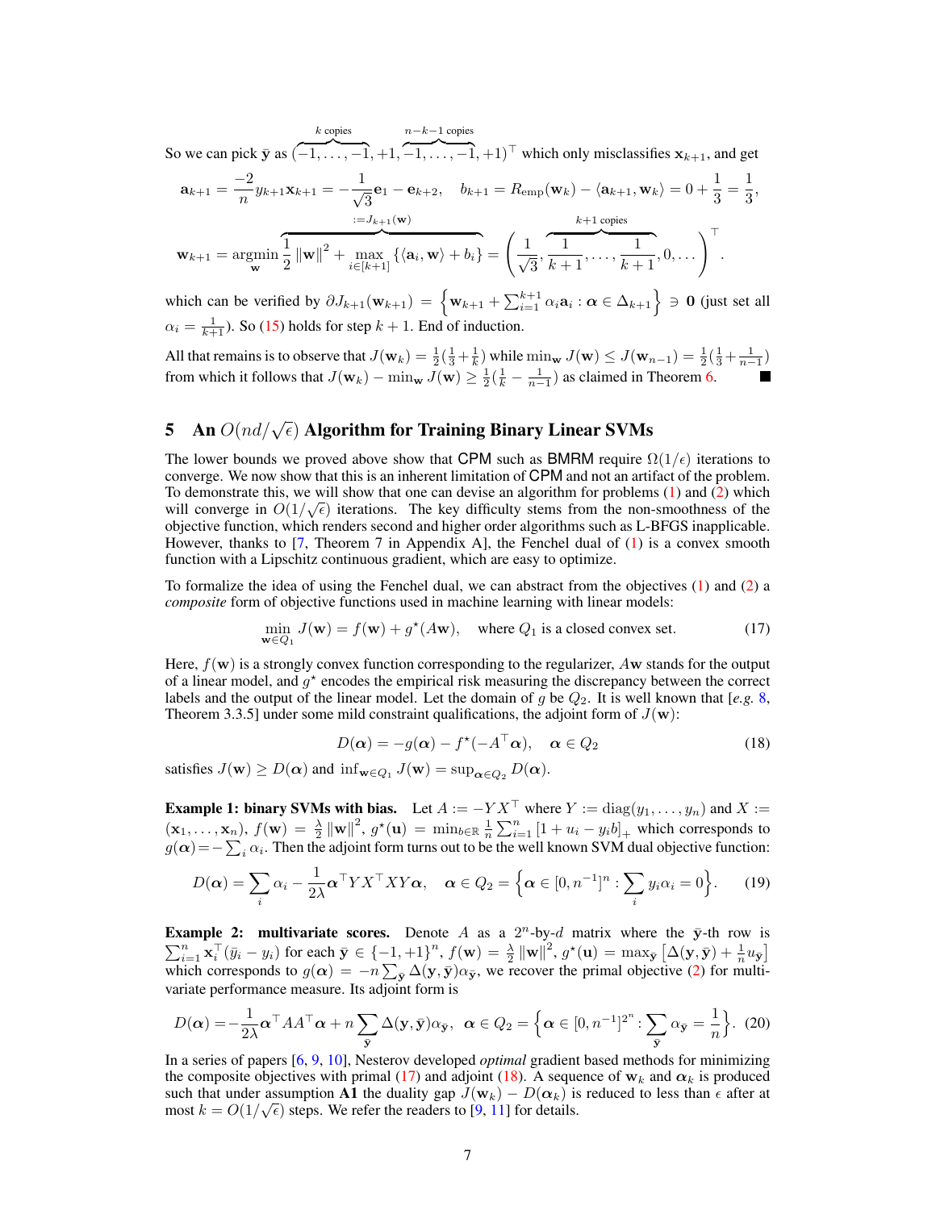So we can pick $\bar{\mathbf{y}}$ as $(\overbrace{-1,\ldots,-1}^{k \text{ copies}}, +1, \overbrace{-1,\ldots,-1}^{n-k-1 \text{ copies}}, +1)^\top$ which only misclassifies $\mathbf{x}_{k+1}$, and get

$$\mathbf{a}_{k+1} = \frac{-2}{n} y_{k+1} \mathbf{x}_{k+1} = -\frac{1}{\sqrt{3}} \mathbf{e}_1 - \mathbf{e}_{k+2}, \quad b_{k+1} = R_{\text{emp}}(\mathbf{w}_k) - \langle \mathbf{a}_{k+1}, \mathbf{w}_k \rangle = 0 + \frac{1}{3} = \frac{1}{3},$$

$$\mathbf{w}_{k+1} = \operatorname*{argmin}_{\mathbf{w}} \overbrace{\frac{1}{2}\|\mathbf{w}\|^2 + \max_{i \in [k+1]} \{\langle \mathbf{a}_i, \mathbf{w} \rangle + b_i\}}^{:= J_{k+1}(\mathbf{w})} = \Bigg(\frac{1}{\sqrt{3}}, \overbrace{\frac{1}{k+1}, \ldots, \frac{1}{k+1}}^{k+1 \text{ copies}}, 0, \ldots\Bigg)^\top.$$

which can be verified by $\partial J_{k+1}(\mathbf{w}_{k+1}) = \left\{\mathbf{w}_{k+1} + \sum_{i=1}^{k+1} \alpha_i \mathbf{a}_i : \boldsymbol{\alpha} \in \Delta_{k+1}\right\} \ni \mathbf{0}$ (just set all $\alpha_i = \frac{1}{k+1}$). So (15) holds for step $k+1$. End of induction.

All that remains is to observe that $J(\mathbf{w}_k) = \frac{1}{2}(\frac{1}{3} + \frac{1}{k})$ while $\min_{\mathbf{w}} J(\mathbf{w}) \le J(\mathbf{w}_{n-1}) = \frac{1}{2}(\frac{1}{3} + \frac{1}{n-1})$ from which it follows that $J(\mathbf{w}_k) - \min_{\mathbf{w}} J(\mathbf{w}) \ge \frac{1}{2}(\frac{1}{k} - \frac{1}{n-1})$ as claimed in Theorem 6. ■

## 5 An $O(nd/\sqrt{\epsilon})$ Algorithm for Training Binary Linear SVMs

The lower bounds we proved above show that CPM such as BMRM require $\Omega(1/\epsilon)$ iterations to converge. We now show that this is an inherent limitation of CPM and not an artifact of the problem. To demonstrate this, we will show that one can devise an algorithm for problems (1) and (2) which will converge in $O(1/\sqrt{\epsilon})$ iterations. The key difficulty stems from the non-smoothness of the objective function, which renders second and higher order algorithms such as L-BFGS inapplicable. However, thanks to [7, Theorem 7 in Appendix A], the Fenchel dual of (1) is a convex smooth function with a Lipschitz continuous gradient, which are easy to optimize.

To formalize the idea of using the Fenchel dual, we can abstract from the objectives (1) and (2) a *composite* form of objective functions used in machine learning with linear models:

$$\min_{\mathbf{w} \in Q_1} J(\mathbf{w}) = f(\mathbf{w}) + g^\star(A\mathbf{w}), \quad \text{where } Q_1 \text{ is a closed convex set.} \tag{17}$$

Here, $f(\mathbf{w})$ is a strongly convex function corresponding to the regularizer, $A\mathbf{w}$ stands for the output of a linear model, and $g^\star$ encodes the empirical risk measuring the discrepancy between the correct labels and the output of the linear model. Let the domain of $g$ be $Q_2$. It is well known that [*e.g.* 8, Theorem 3.3.5] under some mild constraint qualifications, the adjoint form of $J(\mathbf{w})$:

$$D(\boldsymbol{\alpha}) = -g(\boldsymbol{\alpha}) - f^\star(-A^\top \boldsymbol{\alpha}), \quad \boldsymbol{\alpha} \in Q_2 \tag{18}$$

satisfies $J(\mathbf{w}) \ge D(\boldsymbol{\alpha})$ and $\inf_{\mathbf{w} \in Q_1} J(\mathbf{w}) = \sup_{\boldsymbol{\alpha} \in Q_2} D(\boldsymbol{\alpha})$.

**Example 1: binary SVMs with bias.** Let $A := -YX^\top$ where $Y := \operatorname{diag}(y_1, \ldots, y_n)$ and $X := (\mathbf{x}_1, \ldots, \mathbf{x}_n)$, $f(\mathbf{w}) = \frac{\lambda}{2}\|\mathbf{w}\|^2$, $g^\star(\mathbf{u}) = \min_{b \in \mathbb{R}} \frac{1}{n} \sum_{i=1}^n [1 + u_i - y_i b]_+$ which corresponds to $g(\boldsymbol{\alpha}) = -\sum_i \alpha_i$. Then the adjoint form turns out to be the well known SVM dual objective function:

$$D(\boldsymbol{\alpha}) = \sum_i \alpha_i - \frac{1}{2\lambda} \boldsymbol{\alpha}^\top Y X^\top X Y \boldsymbol{\alpha}, \quad \boldsymbol{\alpha} \in Q_2 = \Big\{\boldsymbol{\alpha} \in [0, n^{-1}]^n : \sum_i y_i \alpha_i = 0\Big\}. \tag{19}$$

**Example 2: multivariate scores.** Denote $A$ as a $2^n$-by-$d$ matrix where the $\bar{\mathbf{y}}$-th row is $\sum_{i=1}^n \mathbf{x}_i^\top (\bar{y}_i - y_i)$ for each $\bar{\mathbf{y}} \in \{-1, +1\}^n$, $f(\mathbf{w}) = \frac{\lambda}{2}\|\mathbf{w}\|^2$, $g^\star(\mathbf{u}) = \max_{\bar{\mathbf{y}}} \left[\Delta(\mathbf{y}, \bar{\mathbf{y}}) + \frac{1}{n} u_{\bar{\mathbf{y}}}\right]$ which corresponds to $g(\boldsymbol{\alpha}) = -n \sum_{\bar{\mathbf{y}}} \Delta(\mathbf{y}, \bar{\mathbf{y}}) \alpha_{\bar{\mathbf{y}}}$, we recover the primal objective (2) for multivariate performance measure. Its adjoint form is

$$D(\boldsymbol{\alpha}) = -\frac{1}{2\lambda} \boldsymbol{\alpha}^\top A A^\top \boldsymbol{\alpha} + n \sum_{\bar{\mathbf{y}}} \Delta(\mathbf{y}, \bar{\mathbf{y}}) \alpha_{\bar{\mathbf{y}}}, \quad \boldsymbol{\alpha} \in Q_2 = \Big\{\boldsymbol{\alpha} \in [0, n^{-1}]^{2^n} : \sum_{\bar{\mathbf{y}}} \alpha_{\bar{\mathbf{y}}} = \frac{1}{n}\Big\}. \tag{20}$$

In a series of papers [6, 9, 10], Nesterov developed *optimal* gradient based methods for minimizing the composite objectives with primal (17) and adjoint (18). A sequence of $\mathbf{w}_k$ and $\boldsymbol{\alpha}_k$ is produced such that under assumption **A1** the duality gap $J(\mathbf{w}_k) - D(\boldsymbol{\alpha}_k)$ is reduced to less than $\epsilon$ after at most $k = O(1/\sqrt{\epsilon})$ steps. We refer the readers to [9, 11] for details.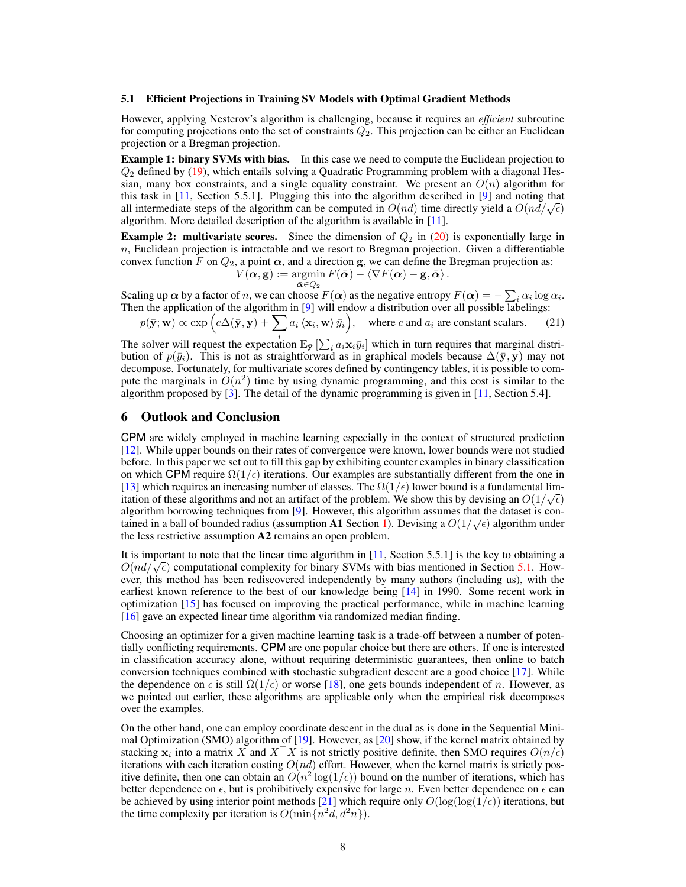### 5.1 Efficient Projections in Training SV Models with Optimal Gradient Methods

However, applying Nesterov's algorithm is challenging, because it requires an *efficient* subroutine for computing projections onto the set of constraints $Q_2$. This projection can be either an Euclidean projection or a Bregman projection.

**Example 1: binary SVMs with bias.** In this case we need to compute the Euclidean projection to $Q_2$ defined by (19), which entails solving a Quadratic Programming problem with a diagonal Hessian, many box constraints, and a single equality constraint. We present an $O(n)$ algorithm for this task in [11, Section 5.5.1]. Plugging this into the algorithm described in [9] and noting that all intermediate steps of the algorithm can be computed in $O(nd)$ time directly yield a $O(nd/\sqrt{\epsilon})$ algorithm. More detailed description of the algorithm is available in [11].

**Example 2: multivariate scores.** Since the dimension of $Q_2$ in (20) is exponentially large in $n$, Euclidean projection is intractable and we resort to Bregman projection. Given a differentiable convex function $F$ on $Q_2$, a point $\boldsymbol{\alpha}$, and a direction $\mathbf{g}$, we can define the Bregman projection as:

$$V(\boldsymbol{\alpha}, \mathbf{g}) := \operatorname*{argmin}_{\bar{\boldsymbol{\alpha}} \in Q_2} F(\bar{\boldsymbol{\alpha}}) - \langle \nabla F(\boldsymbol{\alpha}) - \mathbf{g}, \bar{\boldsymbol{\alpha}} \rangle .$$

Scaling up $\boldsymbol{\alpha}$ by a factor of $n$, we can choose $F(\boldsymbol{\alpha})$ as the negative entropy $F(\boldsymbol{\alpha}) = -\sum_i \alpha_i \log \alpha_i$. Then the application of the algorithm in [9] will endow a distribution over all possible labelings:

$$p(\bar{\mathbf{y}}; \mathbf{w}) \propto \exp\left(c\Delta(\bar{\mathbf{y}}, \mathbf{y}) + \sum_i a_i \langle \mathbf{x}_i, \mathbf{w} \rangle \bar{y}_i\right), \quad \text{where } c \text{ and } a_i \text{ are constant scalars.} \tag{21}$$

The solver will request the expectation $\mathbb{E}_{\bar{\mathbf{y}}}\left[\sum_i a_i \mathbf{x}_i \bar{y}_i\right]$ which in turn requires that marginal distribution of $p(\bar{y}_i)$. This is not as straightforward as in graphical models because $\Delta(\bar{\mathbf{y}}, \mathbf{y})$ may not decompose. Fortunately, for multivariate scores defined by contingency tables, it is possible to compute the marginals in $O(n^2)$ time by using dynamic programming, and this cost is similar to the algorithm proposed by [3]. The detail of the dynamic programming is given in [11, Section 5.4].

## 6 Outlook and Conclusion

CPM are widely employed in machine learning especially in the context of structured prediction [12]. While upper bounds on their rates of convergence were known, lower bounds were not studied before. In this paper we set out to fill this gap by exhibiting counter examples in binary classification on which CPM require $\Omega(1/\epsilon)$ iterations. Our examples are substantially different from the one in [13] which requires an increasing number of classes. The $\Omega(1/\epsilon)$ lower bound is a fundamental limitation of these algorithms and not an artifact of the problem. We show this by devising an $O(1/\sqrt{\epsilon})$ algorithm borrowing techniques from [9]. However, this algorithm assumes that the dataset is contained in a ball of bounded radius (assumption **A1** Section 1). Devising a $O(1/\sqrt{\epsilon})$ algorithm under the less restrictive assumption **A2** remains an open problem.

It is important to note that the linear time algorithm in [11, Section 5.5.1] is the key to obtaining a $O(nd/\sqrt{\epsilon})$ computational complexity for binary SVMs with bias mentioned in Section 5.1. However, this method has been rediscovered independently by many authors (including us), with the earliest known reference to the best of our knowledge being [14] in 1990. Some recent work in optimization [15] has focused on improving the practical performance, while in machine learning [16] gave an expected linear time algorithm via randomized median finding.

Choosing an optimizer for a given machine learning task is a trade-off between a number of potentially conflicting requirements. CPM are one popular choice but there are others. If one is interested in classification accuracy alone, without requiring deterministic guarantees, then online to batch conversion techniques combined with stochastic subgradient descent are a good choice [17]. While the dependence on $\epsilon$ is still $\Omega(1/\epsilon)$ or worse [18], one gets bounds independent of $n$. However, as we pointed out earlier, these algorithms are applicable only when the empirical risk decomposes over the examples.

On the other hand, one can employ coordinate descent in the dual as is done in the Sequential Minimal Optimization (SMO) algorithm of [19]. However, as [20] show, if the kernel matrix obtained by stacking $\mathbf{x}_i$ into a matrix $X$ and $X^\top X$ is not strictly positive definite, then SMO requires $O(n/\epsilon)$ iterations with each iteration costing $O(nd)$ effort. However, when the kernel matrix is strictly positive definite, then one can obtain an $O(n^2 \log(1/\epsilon))$ bound on the number of iterations, which has better dependence on $\epsilon$, but is prohibitively expensive for large $n$. Even better dependence on $\epsilon$ can be achieved by using interior point methods [21] which require only $O(\log(\log(1/\epsilon))$ iterations, but the time complexity per iteration is $O(\min\{n^2 d, d^2 n\})$.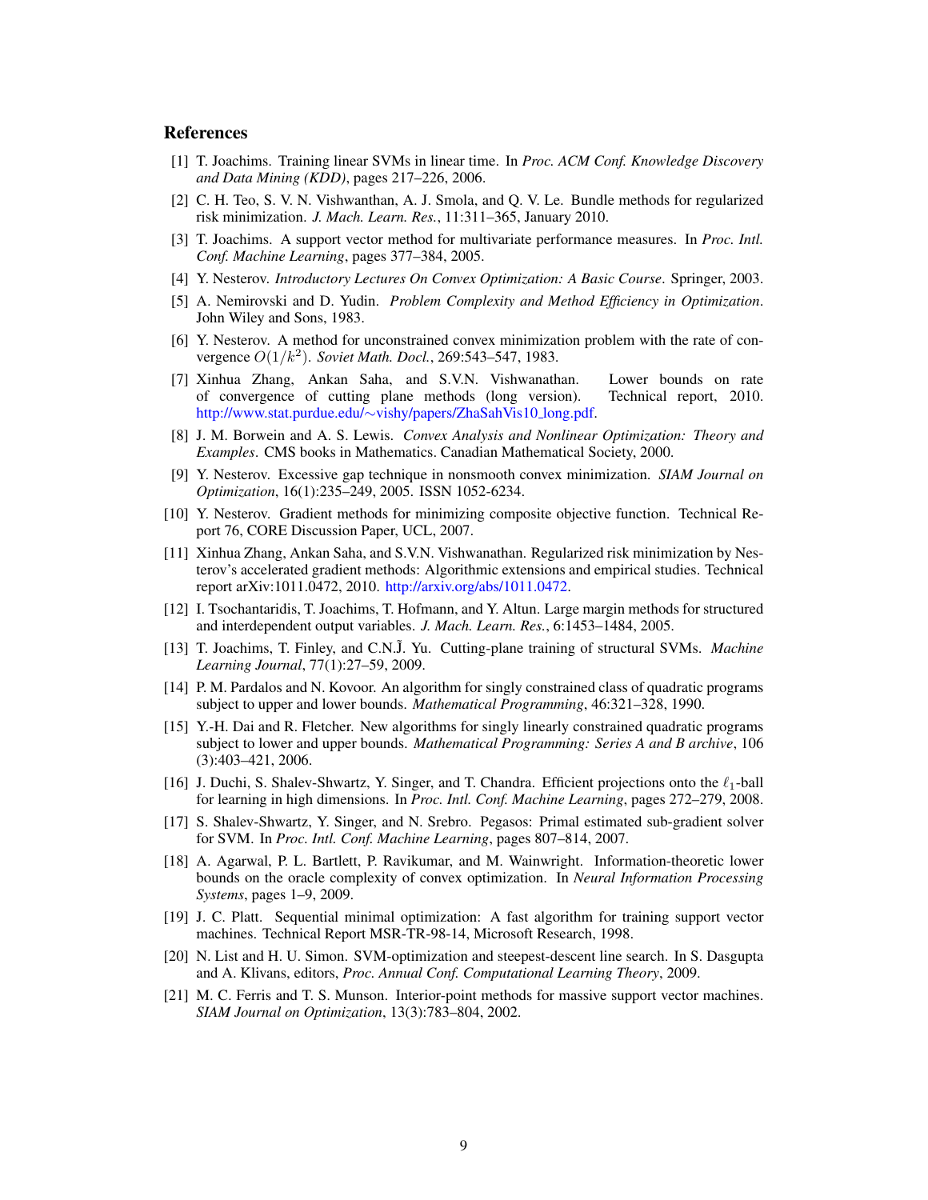## References

[1] T. Joachims. Training linear SVMs in linear time. In *Proc. ACM Conf. Knowledge Discovery and Data Mining (KDD)*, pages 217–226, 2006.

[2] C. H. Teo, S. V. N. Vishwanthan, A. J. Smola, and Q. V. Le. Bundle methods for regularized risk minimization. *J. Mach. Learn. Res.*, 11:311–365, January 2010.

[3] T. Joachims. A support vector method for multivariate performance measures. In *Proc. Intl. Conf. Machine Learning*, pages 377–384, 2005.

[4] Y. Nesterov. *Introductory Lectures On Convex Optimization: A Basic Course*. Springer, 2003.

[5] A. Nemirovski and D. Yudin. *Problem Complexity and Method Efficiency in Optimization*. John Wiley and Sons, 1983.

[6] Y. Nesterov. A method for unconstrained convex minimization problem with the rate of convergence $O(1/k^2)$. *Soviet Math. Docl.*, 269:543–547, 1983.

[7] Xinhua Zhang, Ankan Saha, and S.V.N. Vishwanathan. Lower bounds on rate of convergence of cutting plane methods (long version). Technical report, 2010. http://www.stat.purdue.edu/∼vishy/papers/ZhaSahVis10_long.pdf.

[8] J. M. Borwein and A. S. Lewis. *Convex Analysis and Nonlinear Optimization: Theory and Examples*. CMS books in Mathematics. Canadian Mathematical Society, 2000.

[9] Y. Nesterov. Excessive gap technique in nonsmooth convex minimization. *SIAM Journal on Optimization*, 16(1):235–249, 2005. ISSN 1052-6234.

[10] Y. Nesterov. Gradient methods for minimizing composite objective function. Technical Report 76, CORE Discussion Paper, UCL, 2007.

[11] Xinhua Zhang, Ankan Saha, and S.V.N. Vishwanathan. Regularized risk minimization by Nesterov's accelerated gradient methods: Algorithmic extensions and empirical studies. Technical report arXiv:1011.0472, 2010. http://arxiv.org/abs/1011.0472.

[12] I. Tsochantaridis, T. Joachims, T. Hofmann, and Y. Altun. Large margin methods for structured and interdependent output variables. *J. Mach. Learn. Res.*, 6:1453–1484, 2005.

[13] T. Joachims, T. Finley, and C.N.J̃. Yu. Cutting-plane training of structural SVMs. *Machine Learning Journal*, 77(1):27–59, 2009.

[14] P. M. Pardalos and N. Kovoor. An algorithm for singly constrained class of quadratic programs subject to upper and lower bounds. *Mathematical Programming*, 46:321–328, 1990.

[15] Y.-H. Dai and R. Fletcher. New algorithms for singly linearly constrained quadratic programs subject to lower and upper bounds. *Mathematical Programming: Series A and B archive*, 106 (3):403–421, 2006.

[16] J. Duchi, S. Shalev-Shwartz, Y. Singer, and T. Chandra. Efficient projections onto the $\ell_1$-ball for learning in high dimensions. In *Proc. Intl. Conf. Machine Learning*, pages 272–279, 2008.

[17] S. Shalev-Shwartz, Y. Singer, and N. Srebro. Pegasos: Primal estimated sub-gradient solver for SVM. In *Proc. Intl. Conf. Machine Learning*, pages 807–814, 2007.

[18] A. Agarwal, P. L. Bartlett, P. Ravikumar, and M. Wainwright. Information-theoretic lower bounds on the oracle complexity of convex optimization. In *Neural Information Processing Systems*, pages 1–9, 2009.

[19] J. C. Platt. Sequential minimal optimization: A fast algorithm for training support vector machines. Technical Report MSR-TR-98-14, Microsoft Research, 1998.

[20] N. List and H. U. Simon. SVM-optimization and steepest-descent line search. In S. Dasgupta and A. Klivans, editors, *Proc. Annual Conf. Computational Learning Theory*, 2009.

[21] M. C. Ferris and T. S. Munson. Interior-point methods for massive support vector machines. *SIAM Journal on Optimization*, 13(3):783–804, 2002.